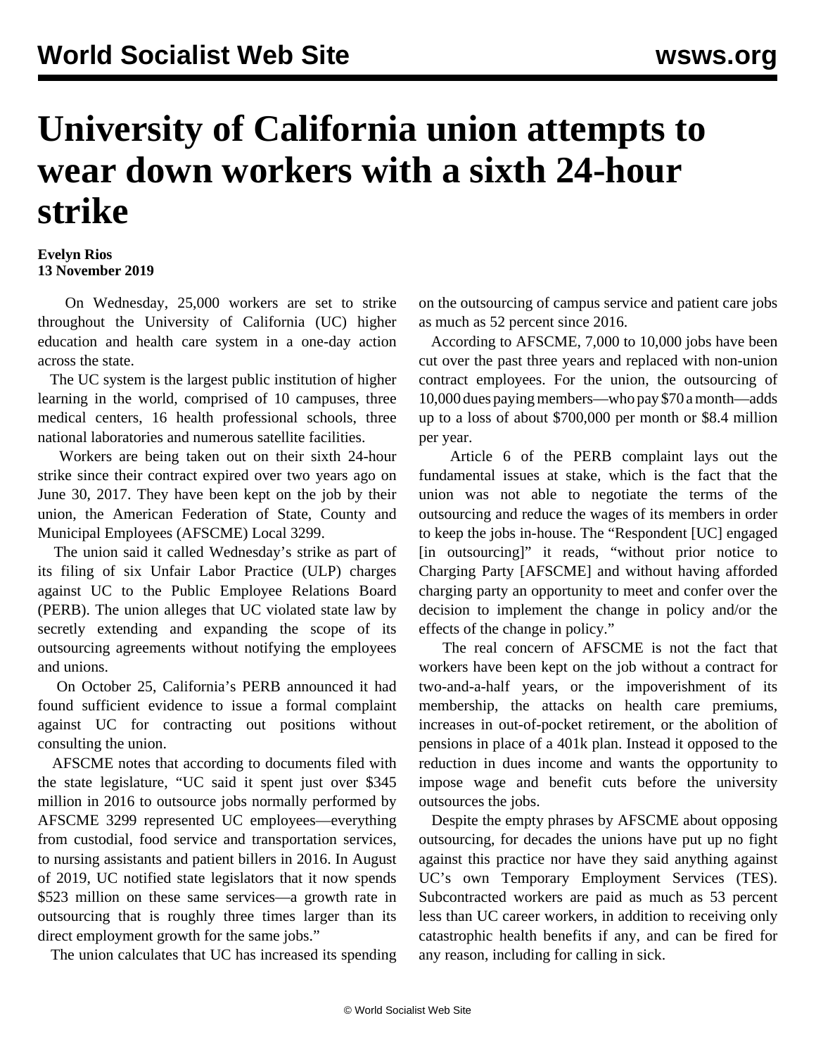# University of California union attempts to wear down workers with a sixth 24-hour strike

**Evelyn Rios**
**13 November 2019**

On Wednesday, 25,000 workers are set to strike throughout the University of California (UC) higher education and health care system in a one-day action across the state.

The UC system is the largest public institution of higher learning in the world, comprised of 10 campuses, three medical centers, 16 health professional schools, three national laboratories and numerous satellite facilities.

Workers are being taken out on their sixth 24-hour strike since their contract expired over two years ago on June 30, 2017. They have been kept on the job by their union, the American Federation of State, County and Municipal Employees (AFSCME) Local 3299.

The union said it called Wednesday's strike as part of its filing of six Unfair Labor Practice (ULP) charges against UC to the Public Employee Relations Board (PERB). The union alleges that UC violated state law by secretly extending and expanding the scope of its outsourcing agreements without notifying the employees and unions.

On October 25, California's PERB announced it had found sufficient evidence to issue a formal complaint against UC for contracting out positions without consulting the union.

AFSCME notes that according to documents filed with the state legislature, "UC said it spent just over $345 million in 2016 to outsource jobs normally performed by AFSCME 3299 represented UC employees—everything from custodial, food service and transportation services, to nursing assistants and patient billers in 2016. In August of 2019, UC notified state legislators that it now spends $523 million on these same services—a growth rate in outsourcing that is roughly three times larger than its direct employment growth for the same jobs."

The union calculates that UC has increased its spending on the outsourcing of campus service and patient care jobs as much as 52 percent since 2016.

According to AFSCME, 7,000 to 10,000 jobs have been cut over the past three years and replaced with non-union contract employees. For the union, the outsourcing of 10,000 dues paying members—who pay $70 a month—adds up to a loss of about $700,000 per month or $8.4 million per year.

Article 6 of the PERB complaint lays out the fundamental issues at stake, which is the fact that the union was not able to negotiate the terms of the outsourcing and reduce the wages of its members in order to keep the jobs in-house. The "Respondent [UC] engaged [in outsourcing]" it reads, "without prior notice to Charging Party [AFSCME] and without having afforded charging party an opportunity to meet and confer over the decision to implement the change in policy and/or the effects of the change in policy."

The real concern of AFSCME is not the fact that workers have been kept on the job without a contract for two-and-a-half years, or the impoverishment of its membership, the attacks on health care premiums, increases in out-of-pocket retirement, or the abolition of pensions in place of a 401k plan. Instead it opposed to the reduction in dues income and wants the opportunity to impose wage and benefit cuts before the university outsources the jobs.

Despite the empty phrases by AFSCME about opposing outsourcing, for decades the unions have put up no fight against this practice nor have they said anything against UC's own Temporary Employment Services (TES). Subcontracted workers are paid as much as 53 percent less than UC career workers, in addition to receiving only catastrophic health benefits if any, and can be fired for any reason, including for calling in sick.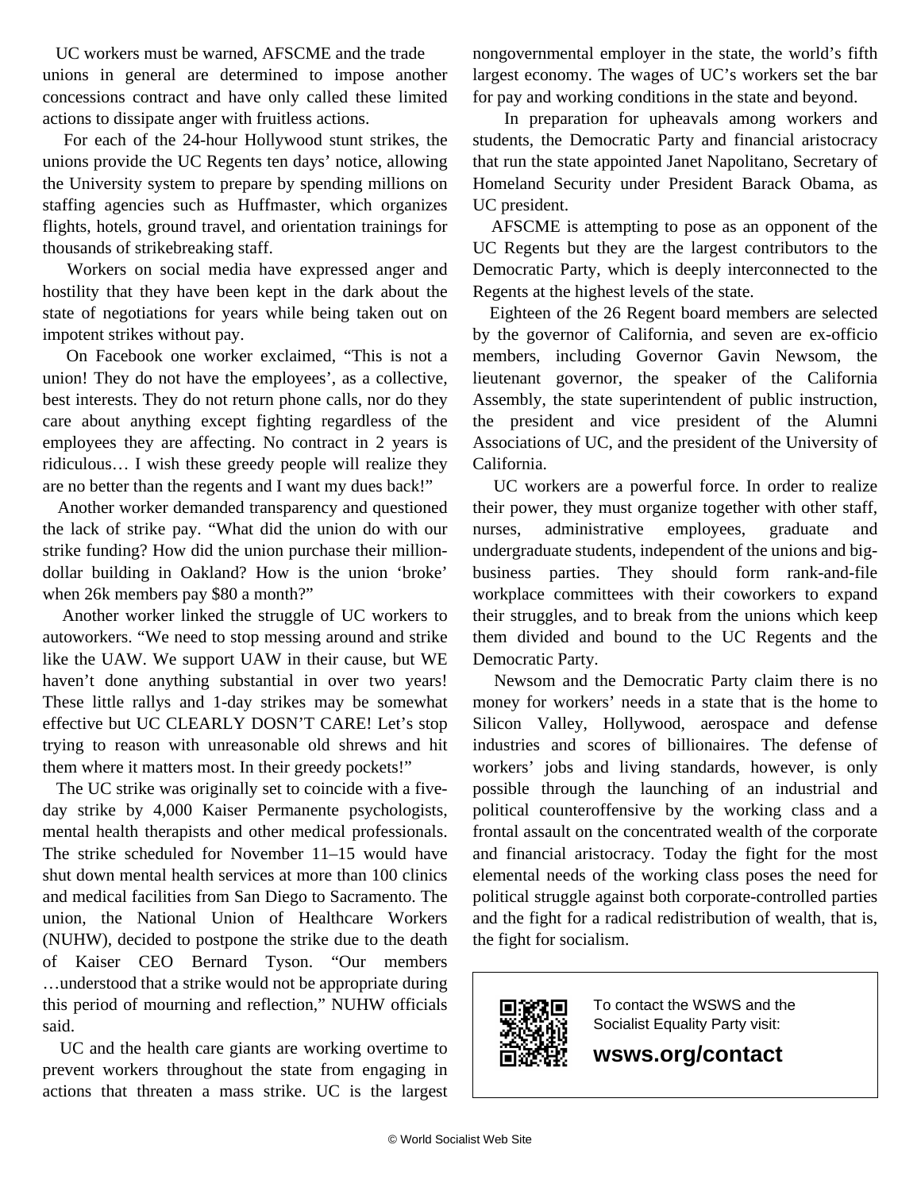UC workers must be warned, AFSCME and the trade unions in general are determined to impose another concessions contract and have only called these limited actions to dissipate anger with fruitless actions.

For each of the 24-hour Hollywood stunt strikes, the unions provide the UC Regents ten days' notice, allowing the University system to prepare by spending millions on staffing agencies such as Huffmaster, which organizes flights, hotels, ground travel, and orientation trainings for thousands of strikebreaking staff.

Workers on social media have expressed anger and hostility that they have been kept in the dark about the state of negotiations for years while being taken out on impotent strikes without pay.

On Facebook one worker exclaimed, "This is not a union! They do not have the employees', as a collective, best interests. They do not return phone calls, nor do they care about anything except fighting regardless of the employees they are affecting. No contract in 2 years is ridiculous… I wish these greedy people will realize they are no better than the regents and I want my dues back!"

Another worker demanded transparency and questioned the lack of strike pay. "What did the union do with our strike funding? How did the union purchase their million-dollar building in Oakland? How is the union 'broke' when 26k members pay $80 a month?"

Another worker linked the struggle of UC workers to autoworkers. "We need to stop messing around and strike like the UAW. We support UAW in their cause, but WE haven't done anything substantial in over two years! These little rallys and 1-day strikes may be somewhat effective but UC CLEARLY DOSN'T CARE! Let's stop trying to reason with unreasonable old shrews and hit them where it matters most. In their greedy pockets!"

The UC strike was originally set to coincide with a five-day strike by 4,000 Kaiser Permanente psychologists, mental health therapists and other medical professionals. The strike scheduled for November 11–15 would have shut down mental health services at more than 100 clinics and medical facilities from San Diego to Sacramento. The union, the National Union of Healthcare Workers (NUHW), decided to postpone the strike due to the death of Kaiser CEO Bernard Tyson. "Our members …understood that a strike would not be appropriate during this period of mourning and reflection," NUHW officials said.

UC and the health care giants are working overtime to prevent workers throughout the state from engaging in actions that threaten a mass strike. UC is the largest nongovernmental employer in the state, the world's fifth largest economy. The wages of UC's workers set the bar for pay and working conditions in the state and beyond.

In preparation for upheavals among workers and students, the Democratic Party and financial aristocracy that run the state appointed Janet Napolitano, Secretary of Homeland Security under President Barack Obama, as UC president.

AFSCME is attempting to pose as an opponent of the UC Regents but they are the largest contributors to the Democratic Party, which is deeply interconnected to the Regents at the highest levels of the state.

Eighteen of the 26 Regent board members are selected by the governor of California, and seven are ex-officio members, including Governor Gavin Newsom, the lieutenant governor, the speaker of the California Assembly, the state superintendent of public instruction, the president and vice president of the Alumni Associations of UC, and the president of the University of California.

UC workers are a powerful force. In order to realize their power, they must organize together with other staff, nurses, administrative employees, graduate and undergraduate students, independent of the unions and big-business parties. They should form rank-and-file workplace committees with their coworkers to expand their struggles, and to break from the unions which keep them divided and bound to the UC Regents and the Democratic Party.

Newsom and the Democratic Party claim there is no money for workers' needs in a state that is the home to Silicon Valley, Hollywood, aerospace and defense industries and scores of billionaires. The defense of workers' jobs and living standards, however, is only possible through the launching of an industrial and political counteroffensive by the working class and a frontal assault on the concentrated wealth of the corporate and financial aristocracy. Today the fight for the most elemental needs of the working class poses the need for political struggle against both corporate-controlled parties and the fight for a radical redistribution of wealth, that is, the fight for socialism.

To contact the WSWS and the Socialist Equality Party visit:

**wsws.org/contact**